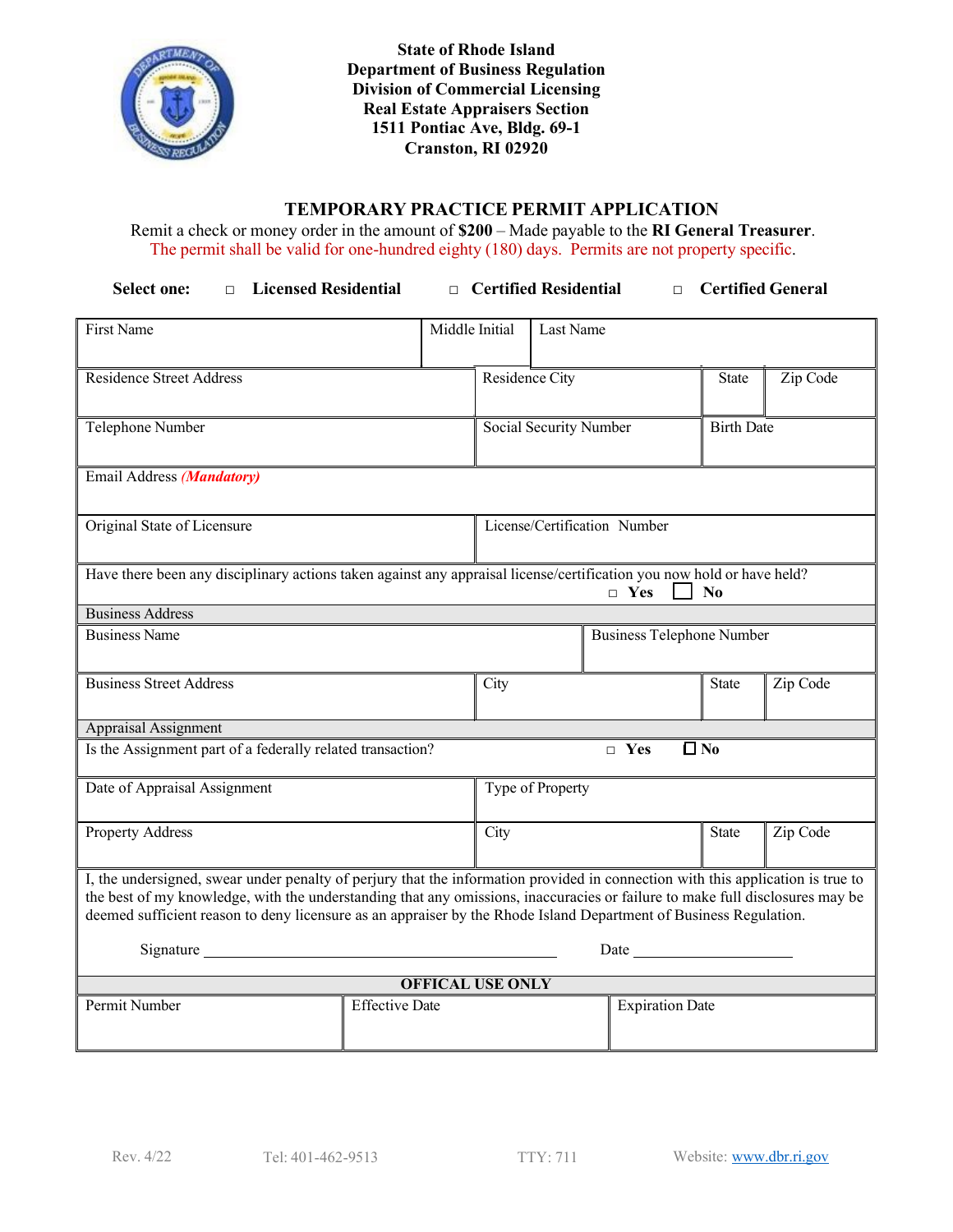**State of Rhode Island**
**Department of Business Regulation**
**Division of Commercial Licensing**
**Real Estate Appraisers Section**
**1511 Pontiac Ave, Bldg. 69-1**
**Cranston, RI 02920**

# TEMPORARY PRACTICE PERMIT APPLICATION

Remit a check or money order in the amount of **$200** – Made payable to the **RI General Treasurer**.
The permit shall be valid for one-hundred eighty (180) days. Permits are not property specific.

**Select one:** ☐ **Licensed Residential** ☐ **Certified Residential** ☐ **Certified General**

| First Name | Middle Initial | Last Name | |
|---|---|---|---|
| Residence Street Address | Residence City | State | Zip Code |
| Telephone Number | Social Security Number | Birth Date | |
| Email Address ***(Mandatory)*** | | | |
| Original State of Licensure | License/Certification Number | | |
| Have there been any disciplinary actions taken against any appraisal license/certification you now hold or have held? ☐ **Yes** ☐ **No** | | | |
| Business Address | | | |
| Business Name | Business Telephone Number | | |
| Business Street Address | City | State | Zip Code |
| Appraisal Assignment | | | |
| Is the Assignment part of a federally related transaction? ☐ **Yes** ☐ **No** | | | |
| Date of Appraisal Assignment | Type of Property | | |
| Property Address | City | State | Zip Code |

I, the undersigned, swear under penalty of perjury that the information provided in connection with this application is true to the best of my knowledge, with the understanding that any omissions, inaccuracies or failure to make full disclosures may be deemed sufficient reason to deny licensure as an appraiser by the Rhode Island Department of Business Regulation.

Signature ______________________________ Date ________________

| OFFICAL USE ONLY | | |
|---|---|---|
| Permit Number | Effective Date | Expiration Date |

Rev. 4/22 Tel: 401-462-9513 TTY: 711 Website: www.dbr.ri.gov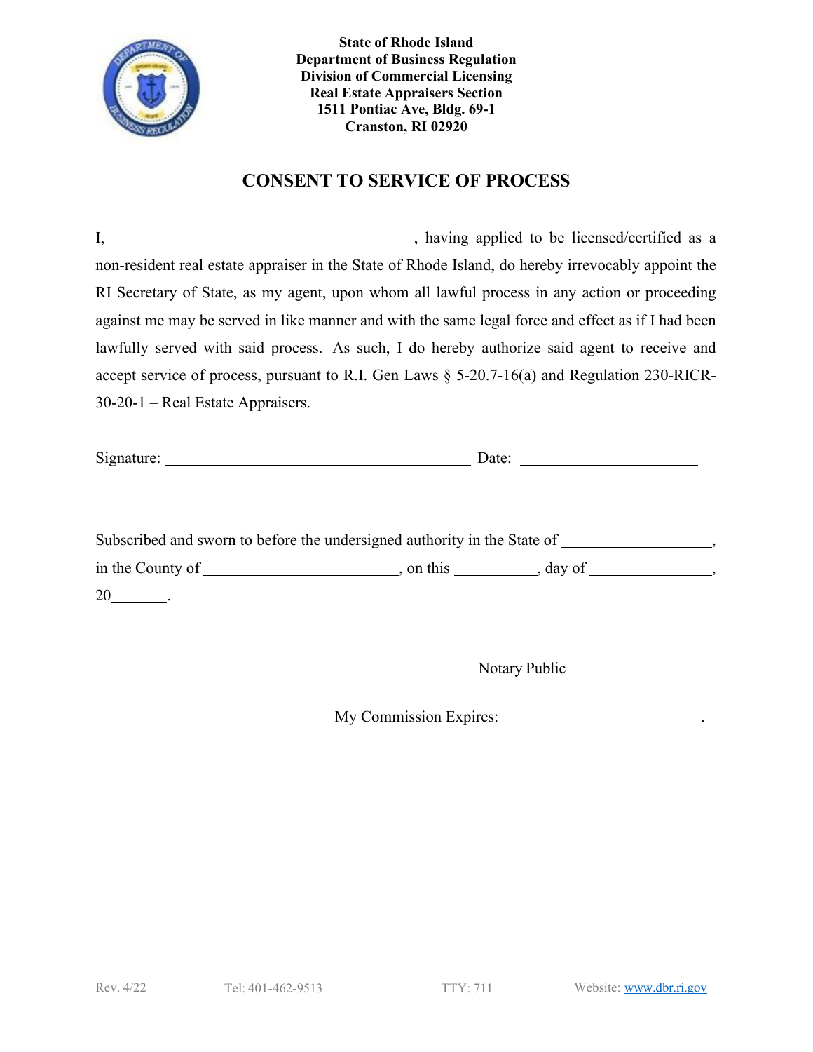**State of Rhode Island**
**Department of Business Regulation**
**Division of Commercial Licensing**
**Real Estate Appraisers Section**
**1511 Pontiac Ave, Bldg. 69-1**
**Cranston, RI 02920**

# CONSENT TO SERVICE OF PROCESS

I, ________________________________________, having applied to be licensed/certified as a non-resident real estate appraiser in the State of Rhode Island, do hereby irrevocably appoint the RI Secretary of State, as my agent, upon whom all lawful process in any action or proceeding against me may be served in like manner and with the same legal force and effect as if I had been lawfully served with said process. As such, I do hereby authorize said agent to receive and accept service of process, pursuant to R.I. Gen Laws § 5-20.7-16(a) and Regulation 230-RICR-30-20-1 – Real Estate Appraisers.

Signature: ________________________________________ Date: ______________________

Subscribed and sworn to before the undersigned authority in the State of ____________________, in the County of _________________________, on this ___________, day of ________________, 20________.

________________________________________
Notary Public

My Commission Expires: ________________________.

Rev. 4/22 Tel: 401-462-9513 TTY: 711 Website: www.dbr.ri.gov